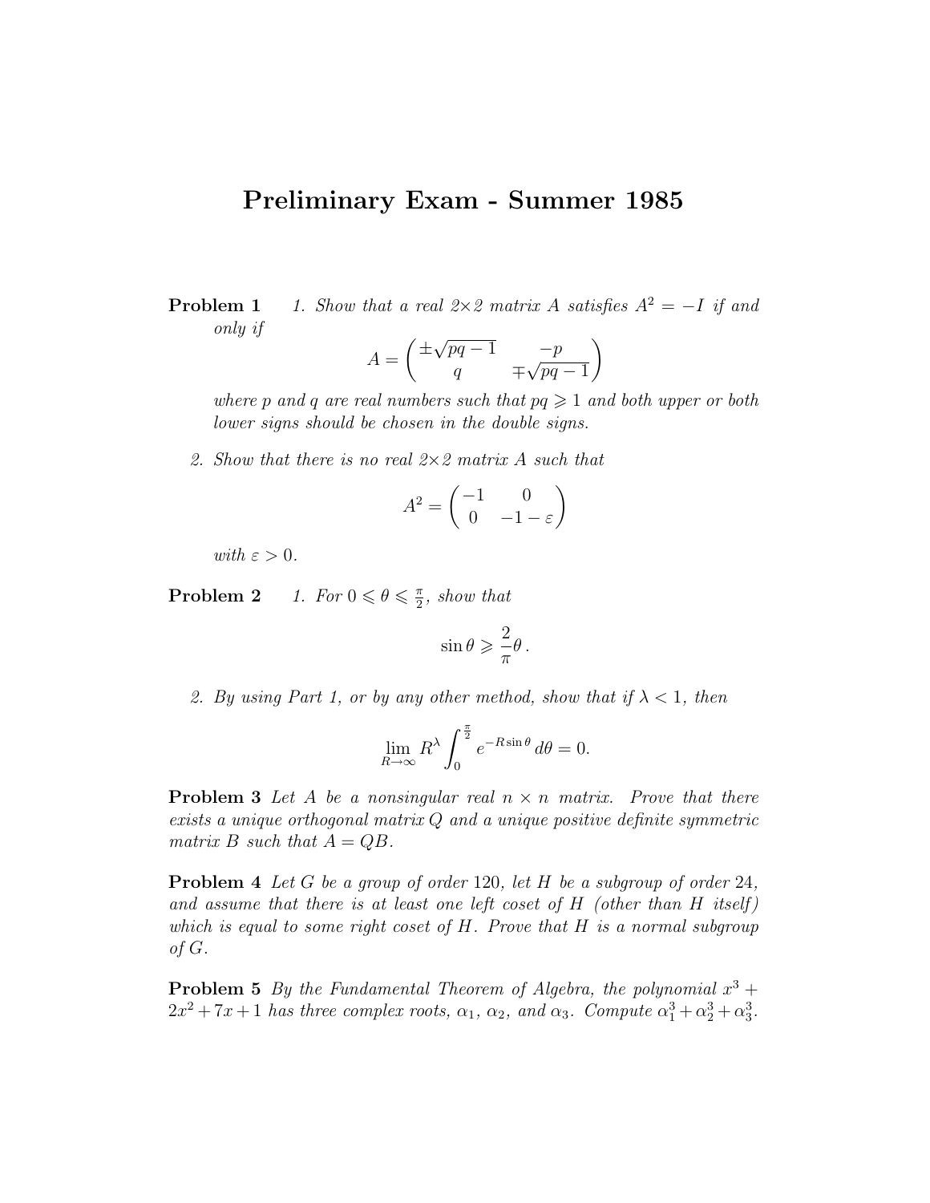# Preliminary Exam - Summer 1985

**Problem 1**

1. *Show that a real 2×2 matrix A satisfies $A^2 = -I$ if and only if*

$$A = \begin{pmatrix} \pm\sqrt{pq-1} & -p \\ q & \mp\sqrt{pq-1} \end{pmatrix}$$

*where p and q are real numbers such that $pq \geqslant 1$ and both upper or both lower signs should be chosen in the double signs.*

2. *Show that there is no real 2×2 matrix A such that*

$$A^2 = \begin{pmatrix} -1 & 0 \\ 0 & -1-\varepsilon \end{pmatrix}$$

*with $\varepsilon > 0$.*

**Problem 2**

1. *For $0 \leqslant \theta \leqslant \frac{\pi}{2}$, show that*

$$\sin\theta \geqslant \frac{2}{\pi}\theta\,.$$

2. *By using Part 1, or by any other method, show that if $\lambda < 1$, then*

$$\lim_{R\to\infty} R^\lambda \int_0^{\frac{\pi}{2}} e^{-R\sin\theta}\,d\theta = 0.$$

**Problem 3** *Let A be a nonsingular real $n \times n$ matrix. Prove that there exists a unique orthogonal matrix Q and a unique positive definite symmetric matrix B such that $A = QB$.*

**Problem 4** *Let G be a group of order 120, let H be a subgroup of order 24, and assume that there is at least one left coset of H (other than H itself) which is equal to some right coset of H. Prove that H is a normal subgroup of G.*

**Problem 5** *By the Fundamental Theorem of Algebra, the polynomial $x^3 + 2x^2 + 7x + 1$ has three complex roots, $\alpha_1$, $\alpha_2$, and $\alpha_3$. Compute $\alpha_1^3 + \alpha_2^3 + \alpha_3^3$.*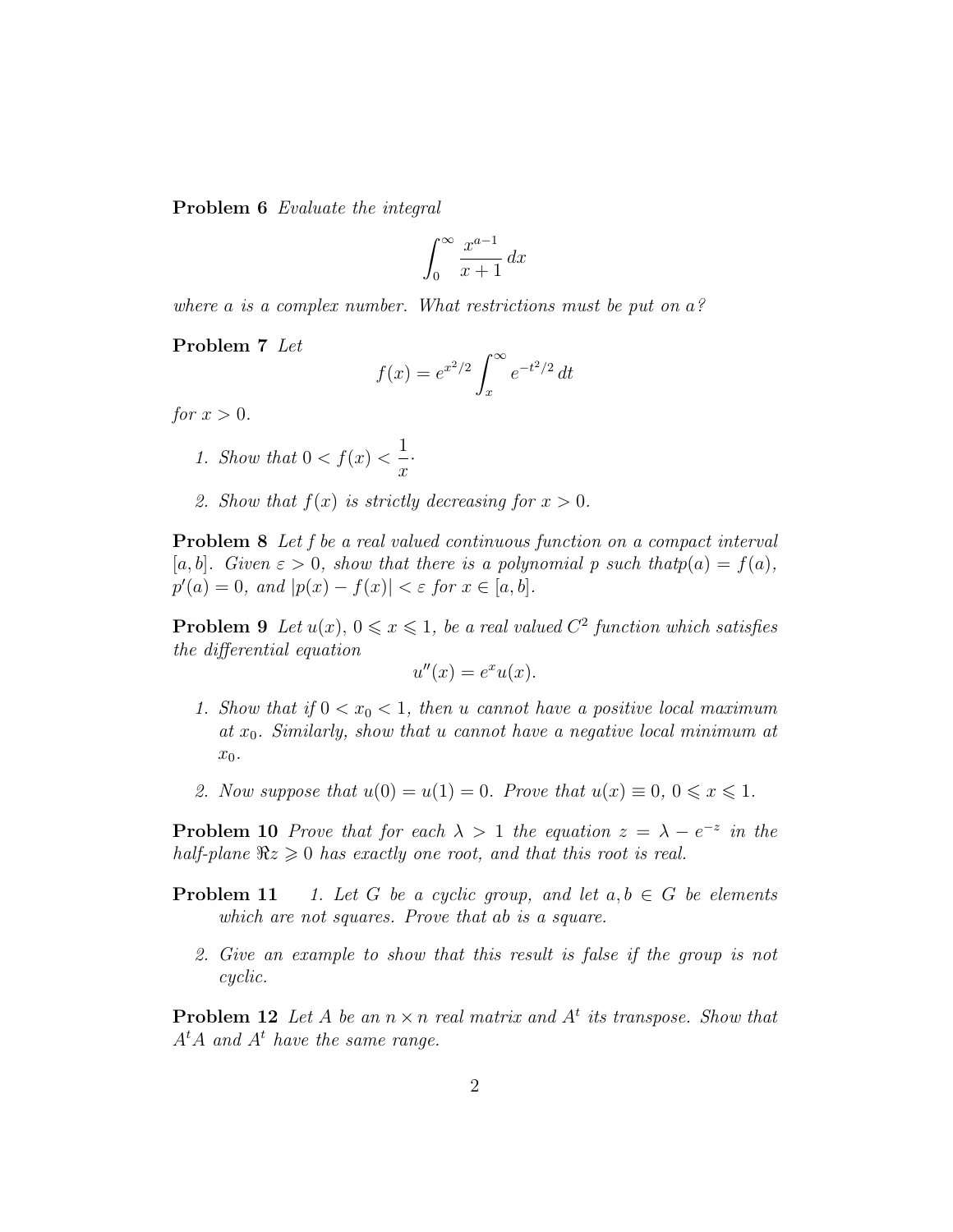**Problem 6** *Evaluate the integral*

$$\int_0^\infty \frac{x^{a-1}}{x+1}\, dx$$

*where $a$ is a complex number. What restrictions must be put on $a$?*

**Problem 7** *Let*

$$f(x) = e^{x^2/2} \int_x^\infty e^{-t^2/2}\, dt$$

*for $x > 0$.*

1. *Show that $0 < f(x) < \dfrac{1}{x}$.*

2. *Show that $f(x)$ is strictly decreasing for $x > 0$.*

**Problem 8** *Let $f$ be a real valued continuous function on a compact interval $[a, b]$. Given $\varepsilon > 0$, show that there is a polynomial $p$ such thatp$(a) = f(a)$, $p'(a) = 0$, and $|p(x) - f(x)| < \varepsilon$ for $x \in [a, b]$.*

**Problem 9** *Let $u(x)$, $0 \leqslant x \leqslant 1$, be a real valued $C^2$ function which satisfies the differential equation*

$$u''(x) = e^x u(x).$$

1. *Show that if $0 < x_0 < 1$, then $u$ cannot have a positive local maximum at $x_0$. Similarly, show that $u$ cannot have a negative local minimum at $x_0$.*

2. *Now suppose that $u(0) = u(1) = 0$. Prove that $u(x) \equiv 0$, $0 \leqslant x \leqslant 1$.*

**Problem 10** *Prove that for each $\lambda > 1$ the equation $z = \lambda - e^{-z}$ in the half-plane $\Re z \geqslant 0$ has exactly one root, and that this root is real.*

**Problem 11**

1. *Let $G$ be a cyclic group, and let $a, b \in G$ be elements which are not squares. Prove that $ab$ is a square.*

2. *Give an example to show that this result is false if the group is not cyclic.*

**Problem 12** *Let $A$ be an $n \times n$ real matrix and $A^t$ its transpose. Show that $A^t A$ and $A^t$ have the same range.*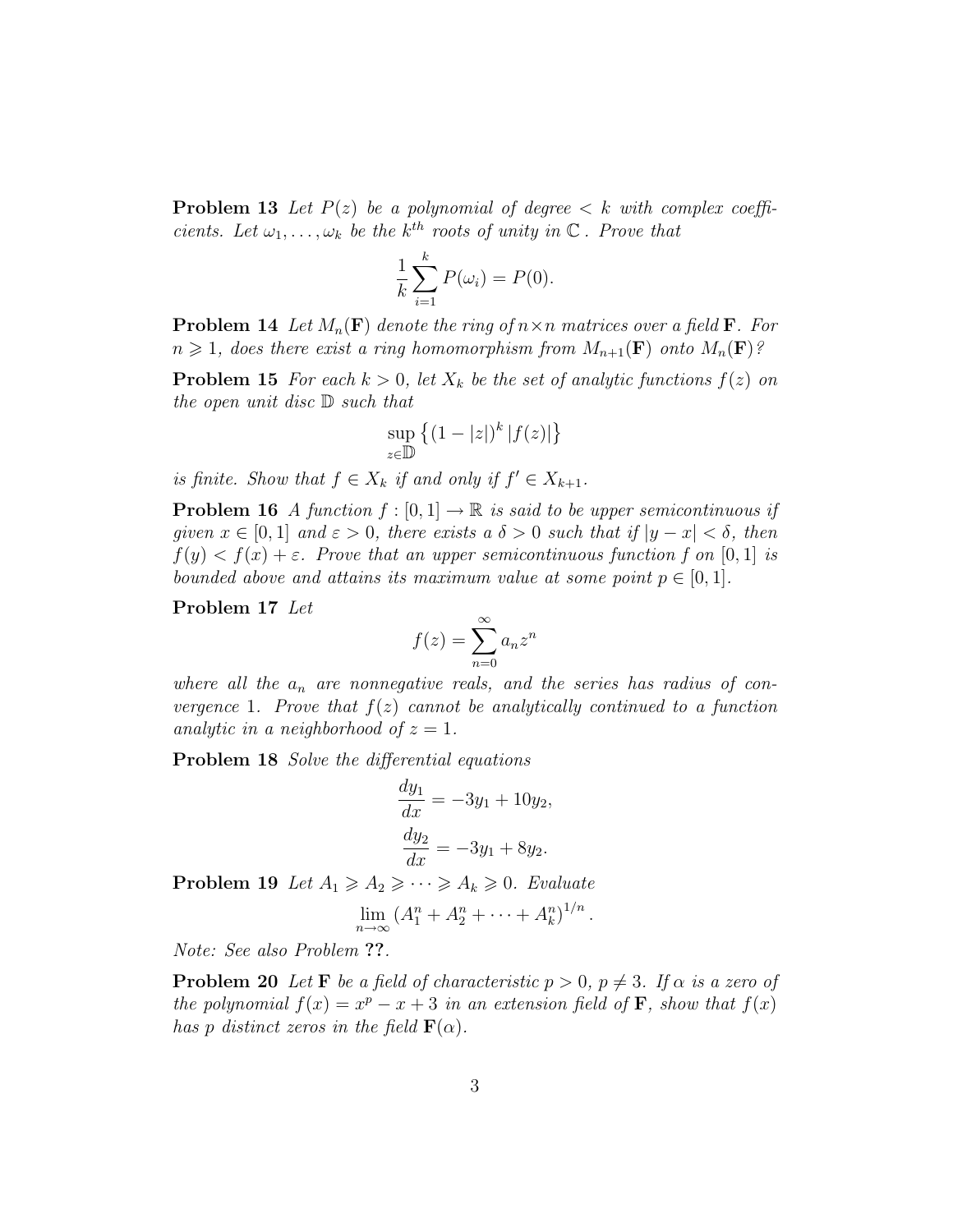**Problem 13** *Let $P(z)$ be a polynomial of degree $< k$ with complex coefficients. Let $\omega_1, \ldots, \omega_k$ be the $k^{th}$ roots of unity in $\mathbb{C}$. Prove that*

$$\frac{1}{k}\sum_{i=1}^{k} P(\omega_i) = P(0).$$

**Problem 14** *Let $M_n(\mathbf{F})$ denote the ring of $n \times n$ matrices over a field $\mathbf{F}$. For $n \geqslant 1$, does there exist a ring homomorphism from $M_{n+1}(\mathbf{F})$ onto $M_n(\mathbf{F})$?*

**Problem 15** *For each $k > 0$, let $X_k$ be the set of analytic functions $f(z)$ on the open unit disc $\mathbb{D}$ such that*

$$\sup_{z \in \mathbb{D}} \left\{ (1 - |z|)^k \, |f(z)| \right\}$$

*is finite. Show that $f \in X_k$ if and only if $f' \in X_{k+1}$.*

**Problem 16** *A function $f : [0,1] \to \mathbb{R}$ is said to be upper semicontinuous if given $x \in [0,1]$ and $\varepsilon > 0$, there exists a $\delta > 0$ such that if $|y - x| < \delta$, then $f(y) < f(x) + \varepsilon$. Prove that an upper semicontinuous function $f$ on $[0,1]$ is bounded above and attains its maximum value at some point $p \in [0,1]$.*

**Problem 17** *Let*

$$f(z) = \sum_{n=0}^{\infty} a_n z^n$$

*where all the $a_n$ are nonnegative reals, and the series has radius of convergence 1. Prove that $f(z)$ cannot be analytically continued to a function analytic in a neighborhood of $z = 1$.*

**Problem 18** *Solve the differential equations*

$$\frac{dy_1}{dx} = -3y_1 + 10y_2,$$

$$\frac{dy_2}{dx} = -3y_1 + 8y_2.$$

**Problem 19** *Let $A_1 \geqslant A_2 \geqslant \cdots \geqslant A_k \geqslant 0$. Evaluate*

$$\lim_{n \to \infty} \left( A_1^n + A_2^n + \cdots + A_k^n \right)^{1/n}.$$

*Note: See also Problem* **??**.

**Problem 20** *Let $\mathbf{F}$ be a field of characteristic $p > 0$, $p \neq 3$. If $\alpha$ is a zero of the polynomial $f(x) = x^p - x + 3$ in an extension field of $\mathbf{F}$, show that $f(x)$ has $p$ distinct zeros in the field $\mathbf{F}(\alpha)$.*